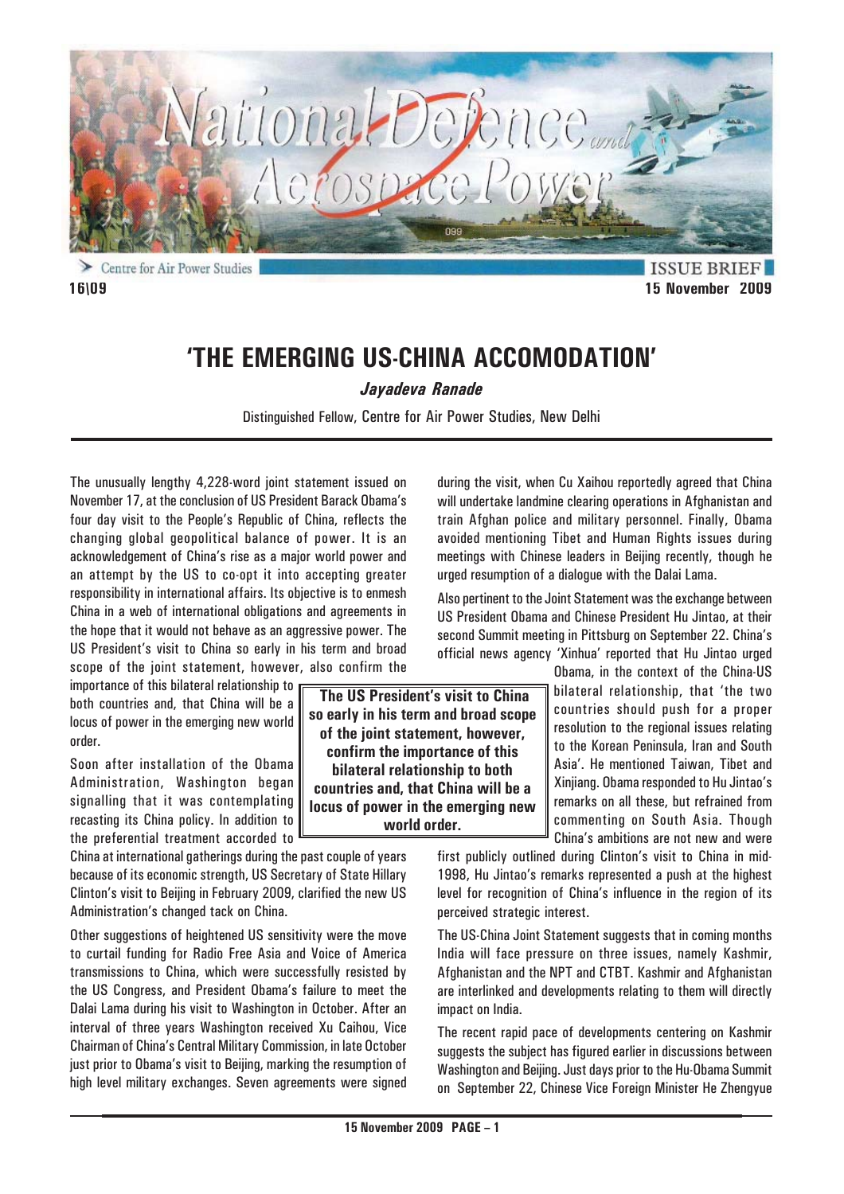# 'THE EMERGING US-CHINA ACCOMODATION'

***Jayadeva Ranade***

Distinguished Fellow, Centre for Air Power Studies, New Delhi

The unusually lengthy 4,228-word joint statement issued on November 17, at the conclusion of US President Barack Obama's four day visit to the People's Republic of China, reflects the changing global geopolitical balance of power. It is an acknowledgement of China's rise as a major world power and an attempt by the US to co-opt it into accepting greater responsibility in international affairs. Its objective is to enmesh China in a web of international obligations and agreements in the hope that it would not behave as an aggressive power. The US President's visit to China so early in his term and broad scope of the joint statement, however, also confirm the importance of this bilateral relationship to both countries and, that China will be a locus of power in the emerging new world order.

> **The US President's visit to China so early in his term and broad scope of the joint statement, however, confirm the importance of this bilateral relationship to both countries and, that China will be a locus of power in the emerging new world order.**

Soon after installation of the Obama Administration, Washington began signalling that it was contemplating recasting its China policy. In addition to the preferential treatment accorded to China at international gatherings during the past couple of years because of its economic strength, US Secretary of State Hillary Clinton's visit to Beijing in February 2009, clarified the new US Administration's changed tack on China.

Other suggestions of heightened US sensitivity were the move to curtail funding for Radio Free Asia and Voice of America transmissions to China, which were successfully resisted by the US Congress, and President Obama's failure to meet the Dalai Lama during his visit to Washington in October. After an interval of three years Washington received Xu Caihou, Vice Chairman of China's Central Military Commission, in late October just prior to Obama's visit to Beijing, marking the resumption of high level military exchanges. Seven agreements were signed during the visit, when Cu Xaihou reportedly agreed that China will undertake landmine clearing operations in Afghanistan and train Afghan police and military personnel. Finally, Obama avoided mentioning Tibet and Human Rights issues during meetings with Chinese leaders in Beijing recently, though he urged resumption of a dialogue with the Dalai Lama.

Also pertinent to the Joint Statement was the exchange between US President Obama and Chinese President Hu Jintao, at their second Summit meeting in Pittsburg on September 22. China's official news agency 'Xinhua' reported that Hu Jintao urged Obama, in the context of the China-US bilateral relationship, that 'the two countries should push for a proper resolution to the regional issues relating to the Korean Peninsula, Iran and South Asia'. He mentioned Taiwan, Tibet and Xinjiang. Obama responded to Hu Jintao's remarks on all these, but refrained from commenting on South Asia. Though China's ambitions are not new and were first publicly outlined during Clinton's visit to China in mid-1998, Hu Jintao's remarks represented a push at the highest level for recognition of China's influence in the region of its perceived strategic interest.

The US-China Joint Statement suggests that in coming months India will face pressure on three issues, namely Kashmir, Afghanistan and the NPT and CTBT. Kashmir and Afghanistan are interlinked and developments relating to them will directly impact on India.

The recent rapid pace of developments centering on Kashmir suggests the subject has figured earlier in discussions between Washington and Beijing. Just days prior to the Hu-Obama Summit on September 22, Chinese Vice Foreign Minister He Zhengyue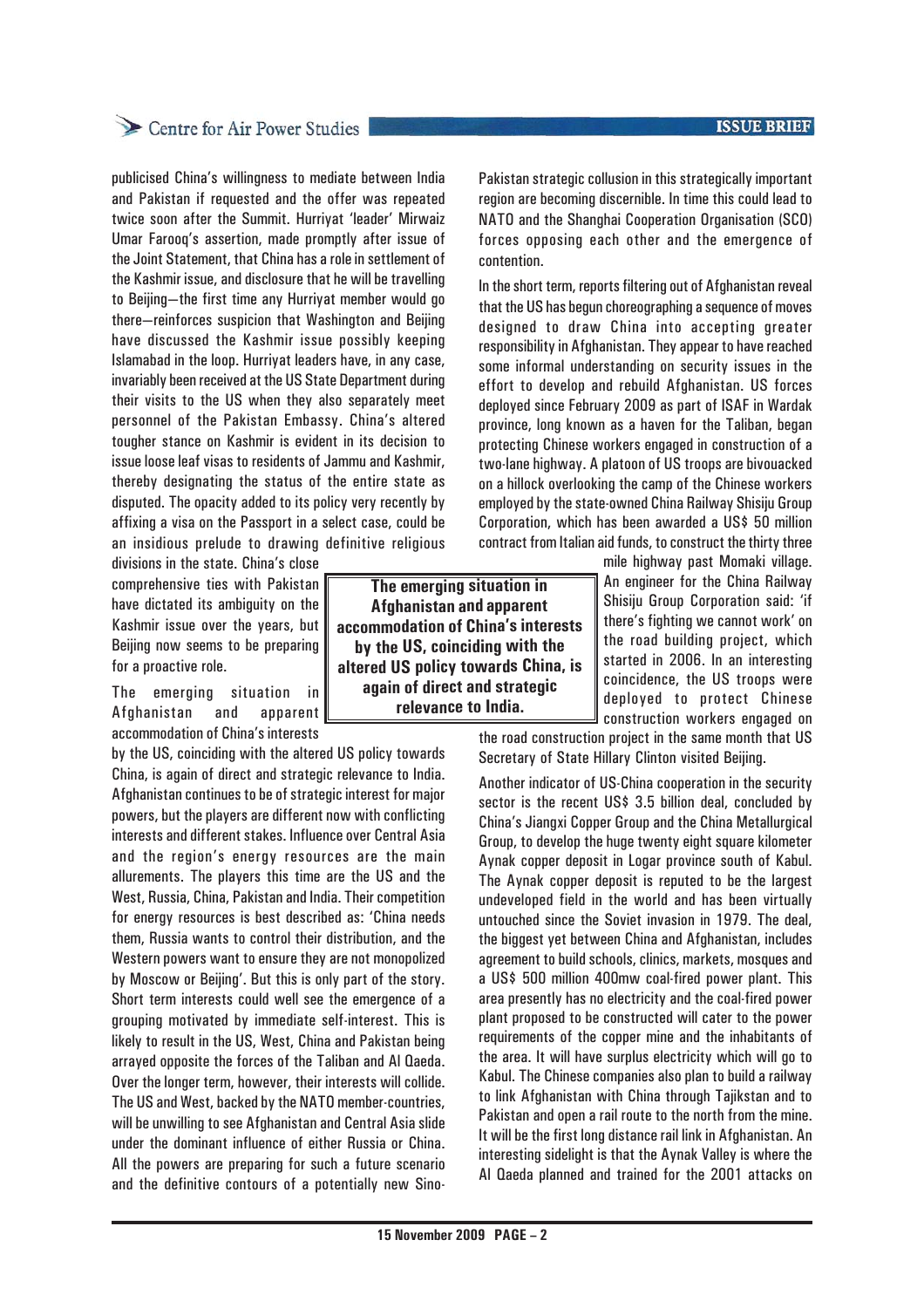publicised China's willingness to mediate between India and Pakistan if requested and the offer was repeated twice soon after the Summit. Hurriyat 'leader' Mirwaiz Umar Farooq's assertion, made promptly after issue of the Joint Statement, that China has a role in settlement of the Kashmir issue, and disclosure that he will be travelling to Beijing—the first time any Hurriyat member would go there—reinforces suspicion that Washington and Beijing have discussed the Kashmir issue possibly keeping Islamabad in the loop. Hurriyat leaders have, in any case, invariably been received at the US State Department during their visits to the US when they also separately meet personnel of the Pakistan Embassy. China's altered tougher stance on Kashmir is evident in its decision to issue loose leaf visas to residents of Jammu and Kashmir, thereby designating the status of the entire state as disputed. The opacity added to its policy very recently by affixing a visa on the Passport in a select case, could be an insidious prelude to drawing definitive religious divisions in the state. China's close comprehensive ties with Pakistan have dictated its ambiguity on the Kashmir issue over the years, but Beijing now seems to be preparing for a proactive role.

> **The emerging situation in Afghanistan and apparent accommodation of China's interests by the US, coinciding with the altered US policy towards China, is again of direct and strategic relevance to India.**

The emerging situation in Afghanistan and apparent accommodation of China's interests by the US, coinciding with the altered US policy towards China, is again of direct and strategic relevance to India. Afghanistan continues to be of strategic interest for major powers, but the players are different now with conflicting interests and different stakes. Influence over Central Asia and the region's energy resources are the main allurements. The players this time are the US and the West, Russia, China, Pakistan and India. Their competition for energy resources is best described as: 'China needs them, Russia wants to control their distribution, and the Western powers want to ensure they are not monopolized by Moscow or Beijing'. But this is only part of the story. Short term interests could well see the emergence of a grouping motivated by immediate self-interest. This is likely to result in the US, West, China and Pakistan being arrayed opposite the forces of the Taliban and Al Qaeda. Over the longer term, however, their interests will collide. The US and West, backed by the NATO member-countries, will be unwilling to see Afghanistan and Central Asia slide under the dominant influence of either Russia or China. All the powers are preparing for such a future scenario and the definitive contours of a potentially new Sino-Pakistan strategic collusion in this strategically important region are becoming discernible. In time this could lead to NATO and the Shanghai Cooperation Organisation (SCO) forces opposing each other and the emergence of contention.

In the short term, reports filtering out of Afghanistan reveal that the US has begun choreographing a sequence of moves designed to draw China into accepting greater responsibility in Afghanistan. They appear to have reached some informal understanding on security issues in the effort to develop and rebuild Afghanistan. US forces deployed since February 2009 as part of ISAF in Wardak province, long known as a haven for the Taliban, began protecting Chinese workers engaged in construction of a two-lane highway. A platoon of US troops are bivouacked on a hillock overlooking the camp of the Chinese workers employed by the state-owned China Railway Shisiju Group Corporation, which has been awarded a US$ 50 million contract from Italian aid funds, to construct the thirty three mile highway past Momaki village. An engineer for the China Railway Shisiju Group Corporation said: 'if there's fighting we cannot work' on the road building project, which started in 2006. In an interesting coincidence, the US troops were deployed to protect Chinese construction workers engaged on the road construction project in the same month that US Secretary of State Hillary Clinton visited Beijing.

Another indicator of US-China cooperation in the security sector is the recent US$ 3.5 billion deal, concluded by China's Jiangxi Copper Group and the China Metallurgical Group, to develop the huge twenty eight square kilometer Aynak copper deposit in Logar province south of Kabul. The Aynak copper deposit is reputed to be the largest undeveloped field in the world and has been virtually untouched since the Soviet invasion in 1979. The deal, the biggest yet between China and Afghanistan, includes agreement to build schools, clinics, markets, mosques and a US$ 500 million 400mw coal-fired power plant. This area presently has no electricity and the coal-fired power plant proposed to be constructed will cater to the power requirements of the copper mine and the inhabitants of the area. It will have surplus electricity which will go to Kabul. The Chinese companies also plan to build a railway to link Afghanistan with China through Tajikstan and to Pakistan and open a rail route to the north from the mine. It will be the first long distance rail link in Afghanistan. An interesting sidelight is that the Aynak Valley is where the Al Qaeda planned and trained for the 2001 attacks on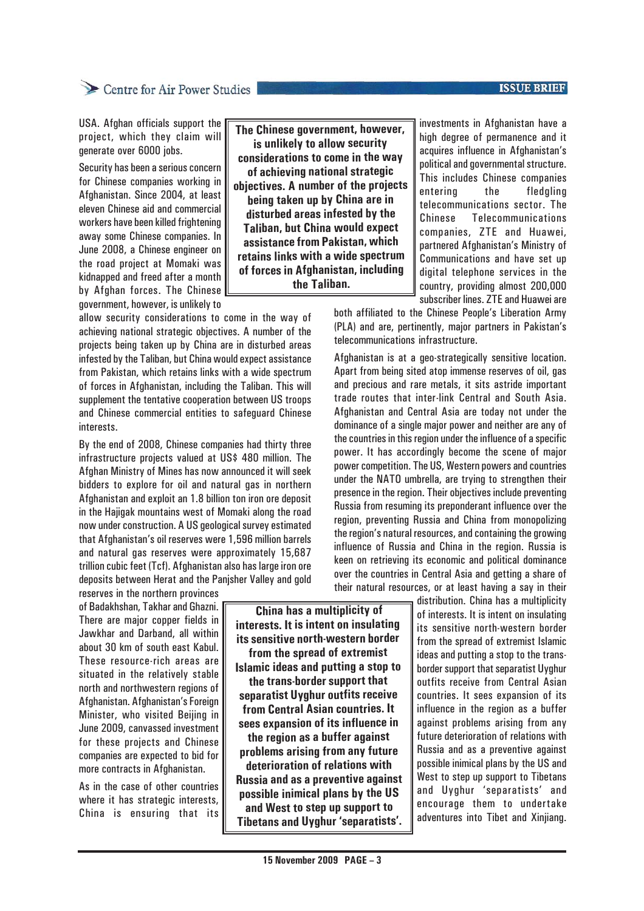USA. Afghan officials support the project, which they claim will generate over 6000 jobs.

Security has been a serious concern for Chinese companies working in Afghanistan. Since 2004, at least eleven Chinese aid and commercial workers have been killed frightening away some Chinese companies. In June 2008, a Chinese engineer on the road project at Momaki was kidnapped and freed after a month by Afghan forces. The Chinese government, however, is unlikely to allow security considerations to come in the way of achieving national strategic objectives. A number of the projects being taken up by China are in disturbed areas infested by the Taliban, but China would expect assistance from Pakistan, which retains links with a wide spectrum of forces in Afghanistan, including the Taliban. This will supplement the tentative cooperation between US troops and Chinese commercial entities to safeguard Chinese interests.

**The Chinese government, however, is unlikely to allow security considerations to come in the way of achieving national strategic objectives. A number of the projects being taken up by China are in disturbed areas infested by the Taliban, but China would expect assistance from Pakistan, which retains links with a wide spectrum of forces in Afghanistan, including the Taliban.**

By the end of 2008, Chinese companies had thirty three infrastructure projects valued at US$ 480 million. The Afghan Ministry of Mines has now announced it will seek bidders to explore for oil and natural gas in northern Afghanistan and exploit an 1.8 billion ton iron ore deposit in the Hajigak mountains west of Momaki along the road now under construction. A US geological survey estimated that Afghanistan's oil reserves were 1,596 million barrels and natural gas reserves were approximately 15,687 trillion cubic feet (Tcf). Afghanistan also has large iron ore deposits between Herat and the Panjsher Valley and gold reserves in the northern provinces of Badakhshan, Takhar and Ghazni. There are major copper fields in Jawkhar and Darband, all within about 30 km of south east Kabul. These resource-rich areas are situated in the relatively stable north and northwestern regions of Afghanistan. Afghanistan's Foreign Minister, who visited Beijing in June 2009, canvassed investment for these projects and Chinese companies are expected to bid for more contracts in Afghanistan.

As in the case of other countries where it has strategic interests, China is ensuring that its investments in Afghanistan have a high degree of permanence and it acquires influence in Afghanistan's political and governmental structure. This includes Chinese companies entering the fledgling telecommunications sector. The Chinese Telecommunications companies, ZTE and Huawei, partnered Afghanistan's Ministry of Communications and have set up digital telephone services in the country, providing almost 200,000 subscriber lines. ZTE and Huawei are both affiliated to the Chinese People's Liberation Army (PLA) and are, pertinently, major partners in Pakistan's telecommunications infrastructure.

Afghanistan is at a geo-strategically sensitive location. Apart from being sited atop immense reserves of oil, gas and precious and rare metals, it sits astride important trade routes that inter-link Central and South Asia. Afghanistan and Central Asia are today not under the dominance of a single major power and neither are any of the countries in this region under the influence of a specific power. It has accordingly become the scene of major power competition. The US, Western powers and countries under the NATO umbrella, are trying to strengthen their presence in the region. Their objectives include preventing Russia from resuming its preponderant influence over the region, preventing Russia and China from monopolizing the region's natural resources, and containing the growing influence of Russia and China in the region. Russia is keen on retrieving its economic and political dominance over the countries in Central Asia and getting a share of their natural resources, or at least having a say in their distribution. China has a multiplicity of interests. It is intent on insulating its sensitive north-western border from the spread of extremist Islamic ideas and putting a stop to the trans-border support that separatist Uyghur outfits receive from Central Asian countries. It sees expansion of its influence in the region as a buffer against problems arising from any future deterioration of relations with Russia and as a preventive against possible inimical plans by the US and West to step up support to Tibetans and Uyghur 'separatists' and encourage them to undertake adventures into Tibet and Xinjiang.

**China has a multiplicity of interests. It is intent on insulating its sensitive north-western border from the spread of extremist Islamic ideas and putting a stop to the trans-border support that separatist Uyghur outfits receive from Central Asian countries. It sees expansion of its influence in the region as a buffer against problems arising from any future deterioration of relations with Russia and as a preventive against possible inimical plans by the US and West to step up support to Tibetans and Uyghur 'separatists'.**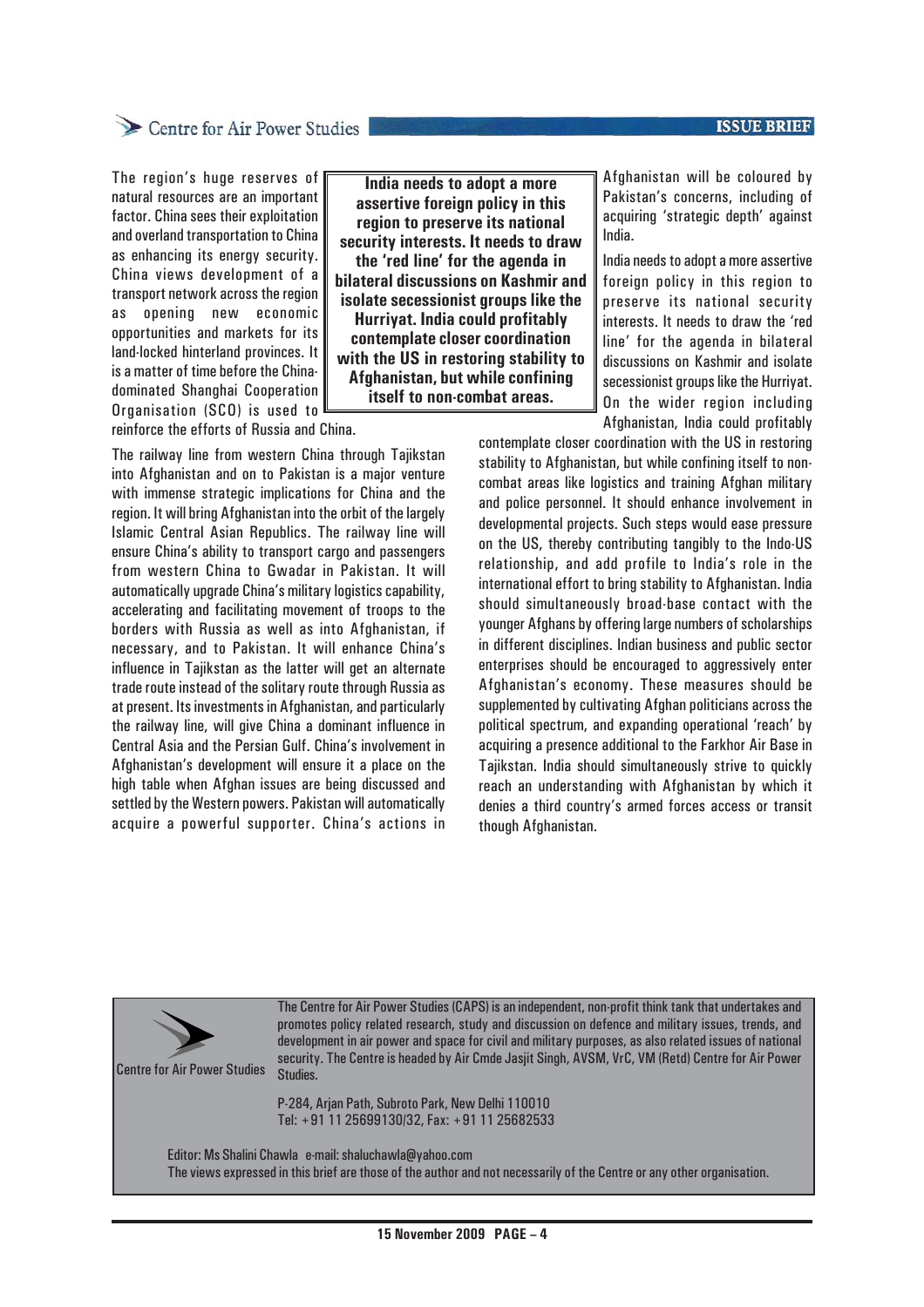The region's huge reserves of natural resources are an important factor. China sees their exploitation and overland transportation to China as enhancing its energy security. China views development of a transport network across the region as opening new economic opportunities and markets for its land-locked hinterland provinces. It is a matter of time before the China-dominated Shanghai Cooperation Organisation (SCO) is used to reinforce the efforts of Russia and China.

The railway line from western China through Tajikstan into Afghanistan and on to Pakistan is a major venture with immense strategic implications for China and the region. It will bring Afghanistan into the orbit of the largely Islamic Central Asian Republics. The railway line will ensure China's ability to transport cargo and passengers from western China to Gwadar in Pakistan. It will automatically upgrade China's military logistics capability, accelerating and facilitating movement of troops to the borders with Russia as well as into Afghanistan, if necessary, and to Pakistan. It will enhance China's influence in Tajikstan as the latter will get an alternate trade route instead of the solitary route through Russia as at present. Its investments in Afghanistan, and particularly the railway line, will give China a dominant influence in Central Asia and the Persian Gulf. China's involvement in Afghanistan's development will ensure it a place on the high table when Afghan issues are being discussed and settled by the Western powers. Pakistan will automatically acquire a powerful supporter. China's actions in Afghanistan will be coloured by Pakistan's concerns, including of acquiring 'strategic depth' against India.

**India needs to adopt a more assertive foreign policy in this region to preserve its national security interests. It needs to draw the 'red line' for the agenda in bilateral discussions on Kashmir and isolate secessionist groups like the Hurriyat. India could profitably contemplate closer coordination with the US in restoring stability to Afghanistan, but while confining itself to non-combat areas.**

India needs to adopt a more assertive foreign policy in this region to preserve its national security interests. It needs to draw the 'red line' for the agenda in bilateral discussions on Kashmir and isolate secessionist groups like the Hurriyat. On the wider region including Afghanistan, India could profitably contemplate closer coordination with the US in restoring stability to Afghanistan, but while confining itself to non-combat areas like logistics and training Afghan military and police personnel. It should enhance involvement in developmental projects. Such steps would ease pressure on the US, thereby contributing tangibly to the Indo-US relationship, and add profile to India's role in the international effort to bring stability to Afghanistan. India should simultaneously broad-base contact with the younger Afghans by offering large numbers of scholarships in different disciplines. Indian business and public sector enterprises should be encouraged to aggressively enter Afghanistan's economy. These measures should be supplemented by cultivating Afghan politicians across the political spectrum, and expanding operational 'reach' by acquiring a presence additional to the Farkhor Air Base in Tajikstan. India should simultaneously strive to quickly reach an understanding with Afghanistan by which it denies a third country's armed forces access or transit though Afghanistan.

---

Centre for Air Power Studies

The Centre for Air Power Studies (CAPS) is an independent, non-profit think tank that undertakes and promotes policy related research, study and discussion on defence and military issues, trends, and development in air power and space for civil and military purposes, as also related issues of national security. The Centre is headed by Air Cmde Jasjit Singh, AVSM, VrC, VM (Retd) Centre for Air Power Studies.

P-284, Arjan Path, Subroto Park, New Delhi 110010
Tel: +91 11 25699130/32, Fax: +91 11 25682533

Editor: Ms Shalini Chawla e-mail: shaluchawla@yahoo.com
The views expressed in this brief are those of the author and not necessarily of the Centre or any other organisation.